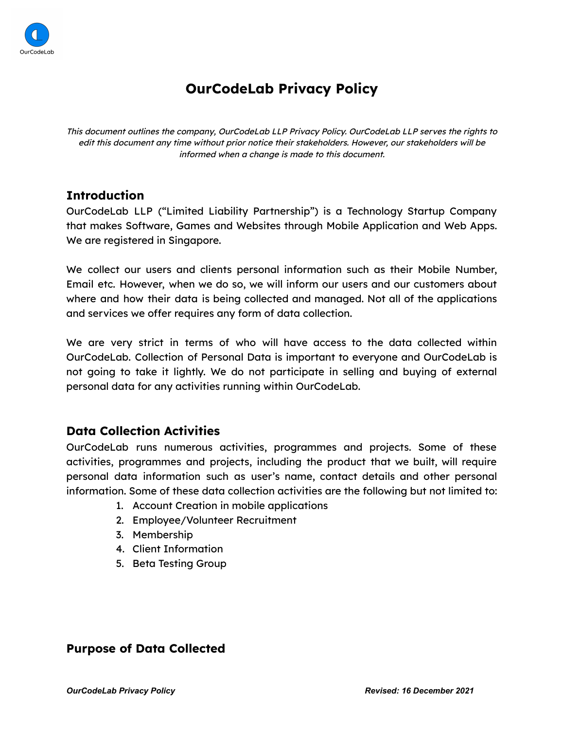# OurCodeLab Privacy Policy

*This document outlines the company, OurCodeLab LLP Privacy Policy. OurCodeLab LLP serves the rights to edit this document any time without prior notice their stakeholders. However, our stakeholders will be informed when a change is made to this document.*

## Introduction

OurCodeLab LLP ("Limited Liability Partnership") is a Technology Startup Company that makes Software, Games and Websites through Mobile Application and Web Apps. We are registered in Singapore.

We collect our users and clients personal information such as their Mobile Number, Email etc. However, when we do so, we will inform our users and our customers about where and how their data is being collected and managed. Not all of the applications and services we offer requires any form of data collection.

We are very strict in terms of who will have access to the data collected within OurCodeLab. Collection of Personal Data is important to everyone and OurCodeLab is not going to take it lightly. We do not participate in selling and buying of external personal data for any activities running within OurCodeLab.

## Data Collection Activities

OurCodeLab runs numerous activities, programmes and projects. Some of these activities, programmes and projects, including the product that we built, will require personal data information such as user's name, contact details and other personal information. Some of these data collection activities are the following but not limited to:

1. Account Creation in mobile applications
2. Employee/Volunteer Recruitment
3. Membership
4. Client Information
5. Beta Testing Group

## Purpose of Data Collected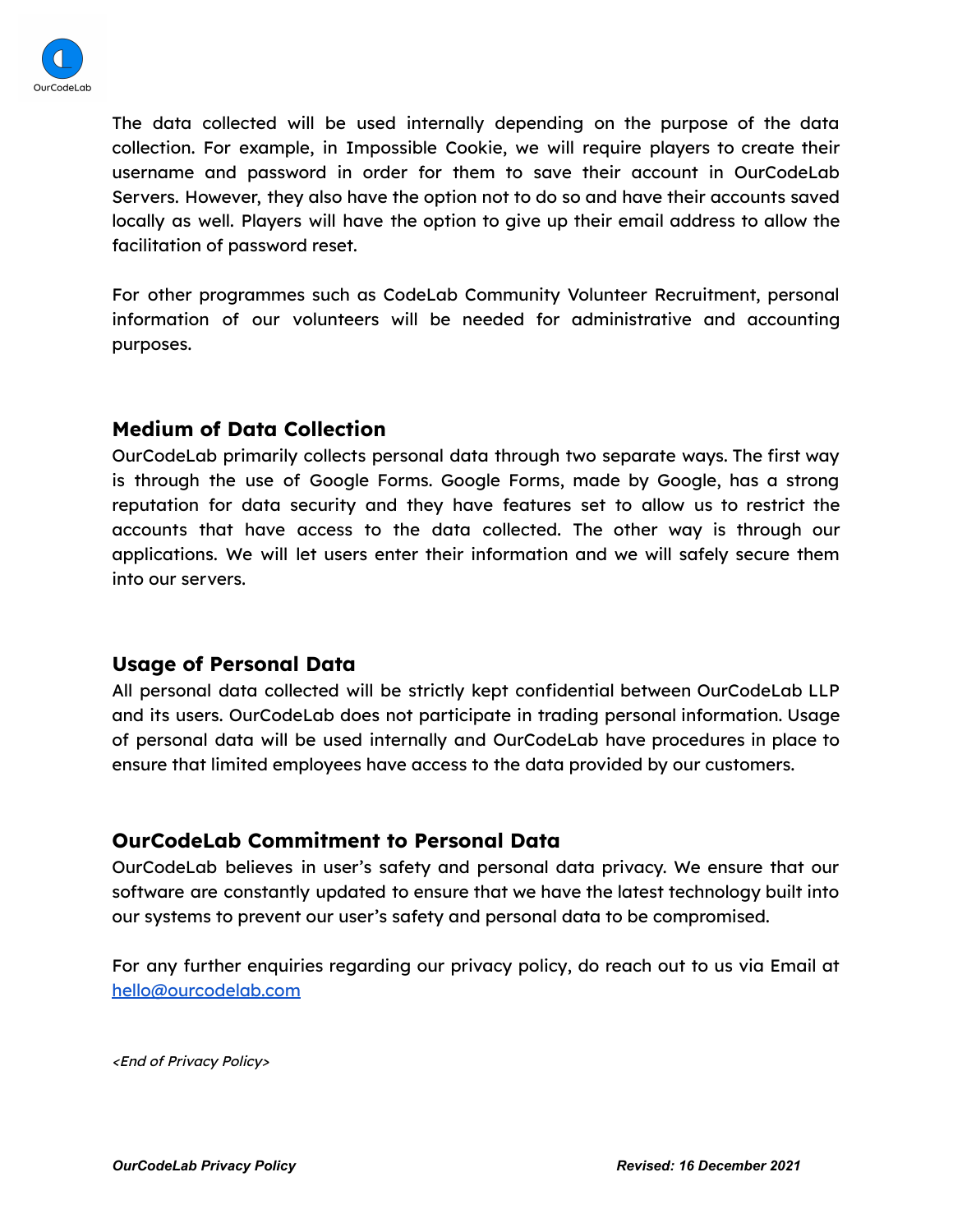The data collected will be used internally depending on the purpose of the data collection. For example, in Impossible Cookie, we will require players to create their username and password in order for them to save their account in OurCodeLab Servers. However, they also have the option not to do so and have their accounts saved locally as well. Players will have the option to give up their email address to allow the facilitation of password reset.

For other programmes such as CodeLab Community Volunteer Recruitment, personal information of our volunteers will be needed for administrative and accounting purposes.

## Medium of Data Collection

OurCodeLab primarily collects personal data through two separate ways. The first way is through the use of Google Forms. Google Forms, made by Google, has a strong reputation for data security and they have features set to allow us to restrict the accounts that have access to the data collected. The other way is through our applications. We will let users enter their information and we will safely secure them into our servers.

## Usage of Personal Data

All personal data collected will be strictly kept confidential between OurCodeLab LLP and its users. OurCodeLab does not participate in trading personal information. Usage of personal data will be used internally and OurCodeLab have procedures in place to ensure that limited employees have access to the data provided by our customers.

## OurCodeLab Commitment to Personal Data

OurCodeLab believes in user's safety and personal data privacy. We ensure that our software are constantly updated to ensure that we have the latest technology built into our systems to prevent our user's safety and personal data to be compromised.

For any further enquiries regarding our privacy policy, do reach out to us via Email at [hello@ourcodelab.com](mailto:hello@ourcodelab.com)

*<End of Privacy Policy>*